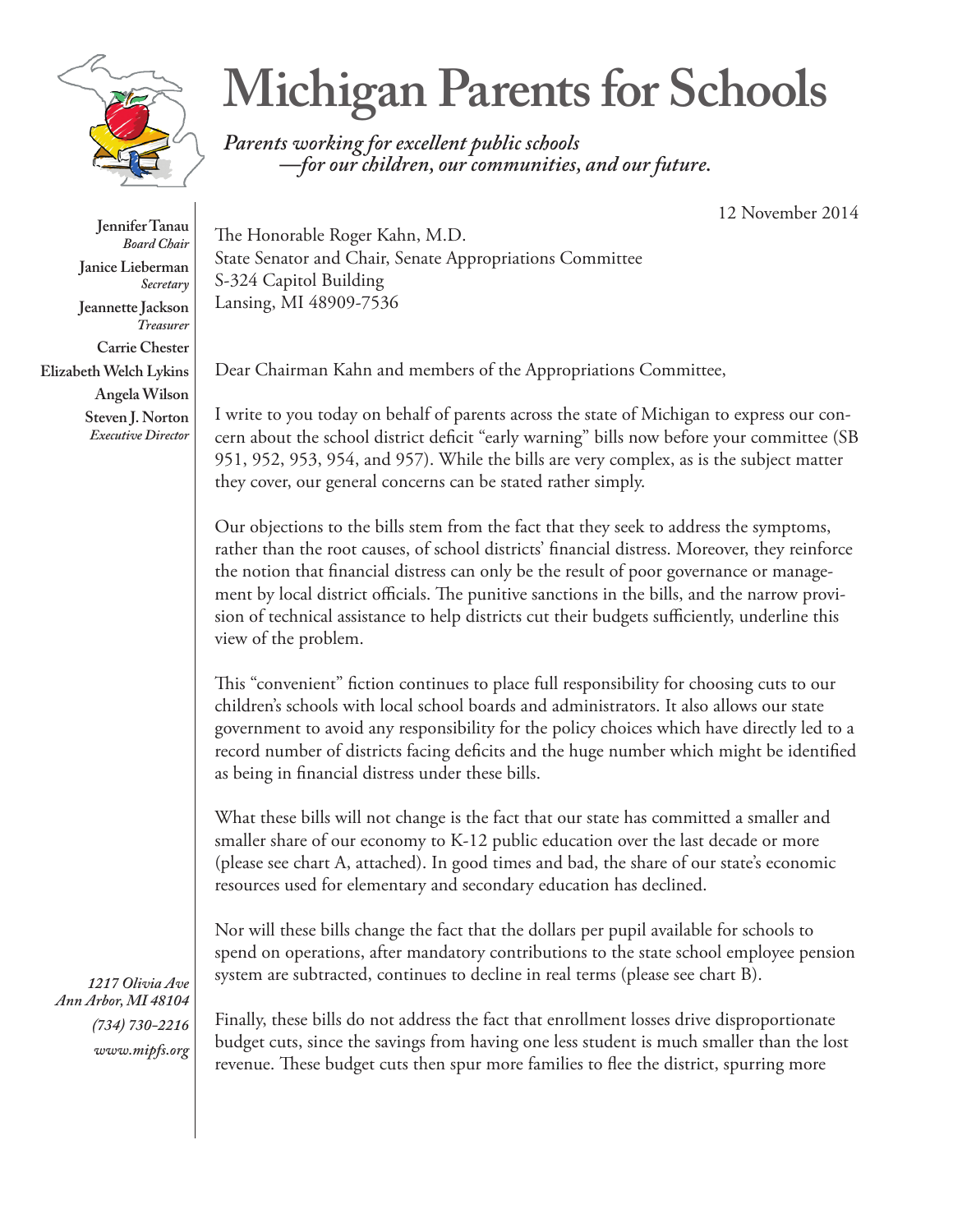# Michigan Parents for Schools

*Parents working for excellent public schools —for our children, our communities, and our future.*

**Jennifer Tanau**
*Board Chair*

**Janice Lieberman**
*Secretary*

**Jeannette Jackson**
*Treasurer*

**Carrie Chester**

**Elizabeth Welch Lykins**

**Angela Wilson**

**Steven J. Norton**
*Executive Director*

*1217 Olivia Ave*
*Ann Arbor, MI 48104*
*(734) 730-2216*
*www.mipfs.org*

12 November 2014

The Honorable Roger Kahn, M.D.
State Senator and Chair, Senate Appropriations Committee
S-324 Capitol Building
Lansing, MI 48909-7536

Dear Chairman Kahn and members of the Appropriations Committee,

I write to you today on behalf of parents across the state of Michigan to express our concern about the school district deficit "early warning" bills now before your committee (SB 951, 952, 953, 954, and 957). While the bills are very complex, as is the subject matter they cover, our general concerns can be stated rather simply.

Our objections to the bills stem from the fact that they seek to address the symptoms, rather than the root causes, of school districts' financial distress. Moreover, they reinforce the notion that financial distress can only be the result of poor governance or management by local district officials. The punitive sanctions in the bills, and the narrow provision of technical assistance to help districts cut their budgets sufficiently, underline this view of the problem.

This "convenient" fiction continues to place full responsibility for choosing cuts to our children's schools with local school boards and administrators. It also allows our state government to avoid any responsibility for the policy choices which have directly led to a record number of districts facing deficits and the huge number which might be identified as being in financial distress under these bills.

What these bills will not change is the fact that our state has committed a smaller and smaller share of our economy to K-12 public education over the last decade or more (please see chart A, attached). In good times and bad, the share of our state's economic resources used for elementary and secondary education has declined.

Nor will these bills change the fact that the dollars per pupil available for schools to spend on operations, after mandatory contributions to the state school employee pension system are subtracted, continues to decline in real terms (please see chart B).

Finally, these bills do not address the fact that enrollment losses drive disproportionate budget cuts, since the savings from having one less student is much smaller than the lost revenue. These budget cuts then spur more families to flee the district, spurring more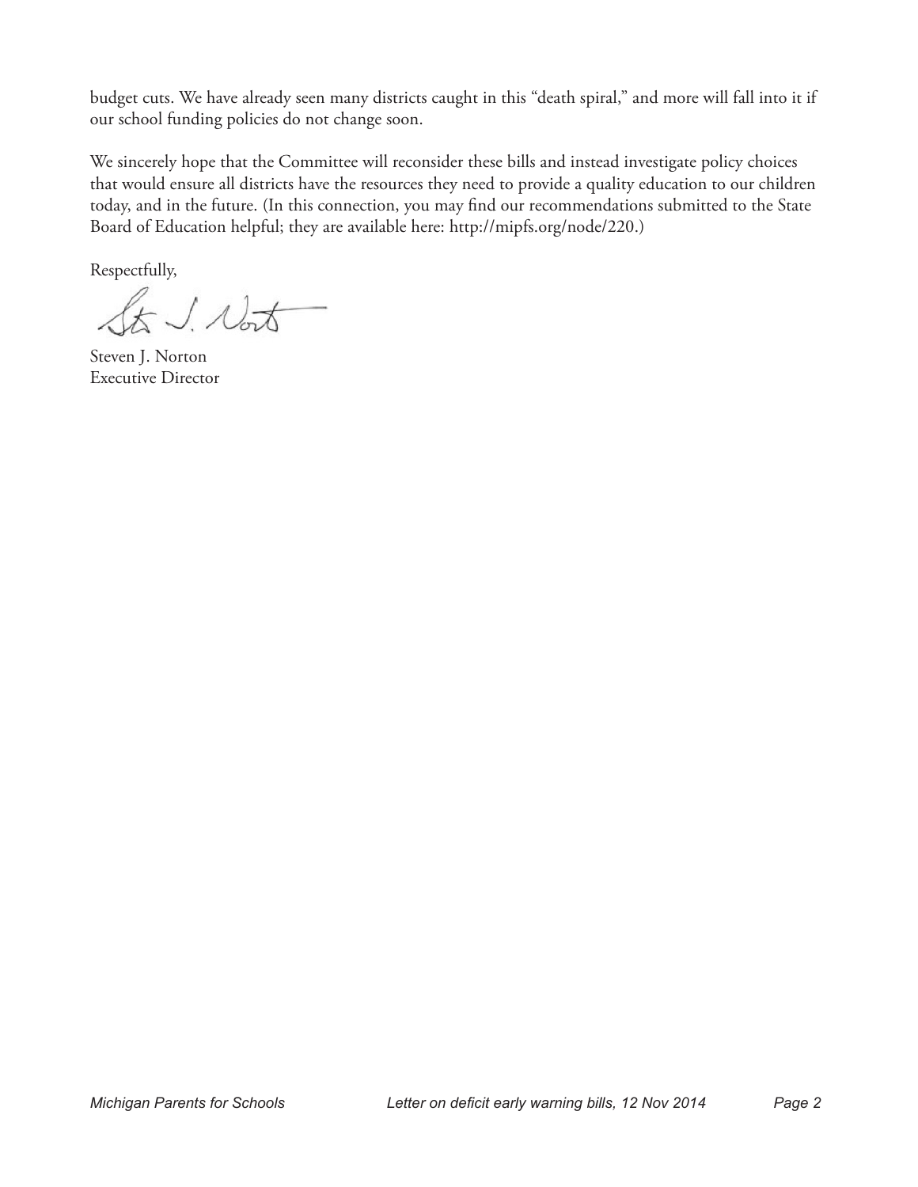budget cuts. We have already seen many districts caught in this "death spiral," and more will fall into it if our school funding policies do not change soon.

We sincerely hope that the Committee will reconsider these bills and instead investigate policy choices that would ensure all districts have the resources they need to provide a quality education to our children today, and in the future. (In this connection, you may find our recommendations submitted to the State Board of Education helpful; they are available here: http://mipfs.org/node/220.)

Respectfully,

Steven J. Norton
Executive Director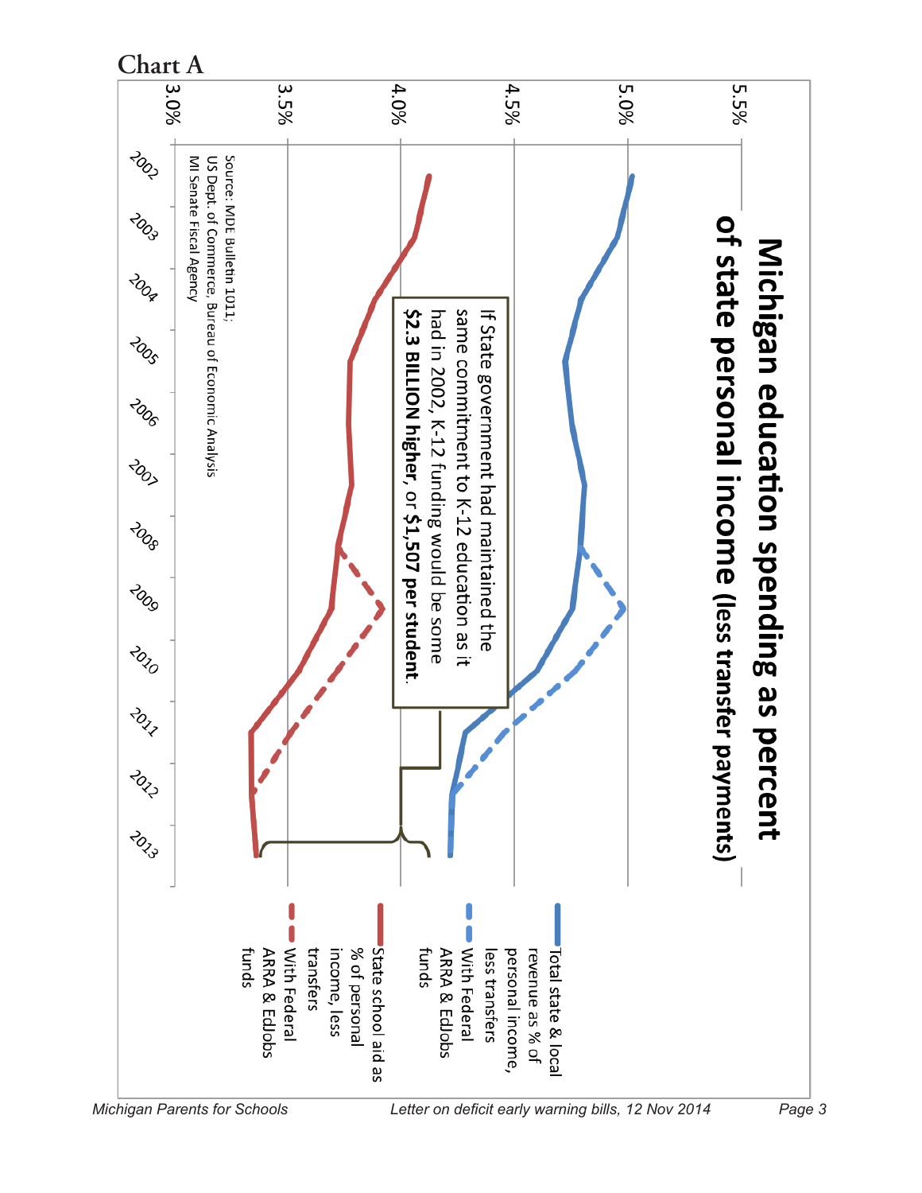## Chart A

**Michigan education spending as percent of state personal income (less transfer payments)**

If State government had maintained the same commitment to K-12 education as it had in 2002, K-12 funding would be some **$2.3 BILLION higher**, or **$1,507 per student**.

Legend:

- Total state & local revenue as % of personal income, less transfers
- With Federal ARRA & EdJobs funds
- State school aid as % of personal income, less transfers
- With Federal ARRA & EdJobs funds

Source: MDE Bulletin 1011; US Dept. of Commerce, Bureau of Economic Analysis; MI Senate Fiscal Agency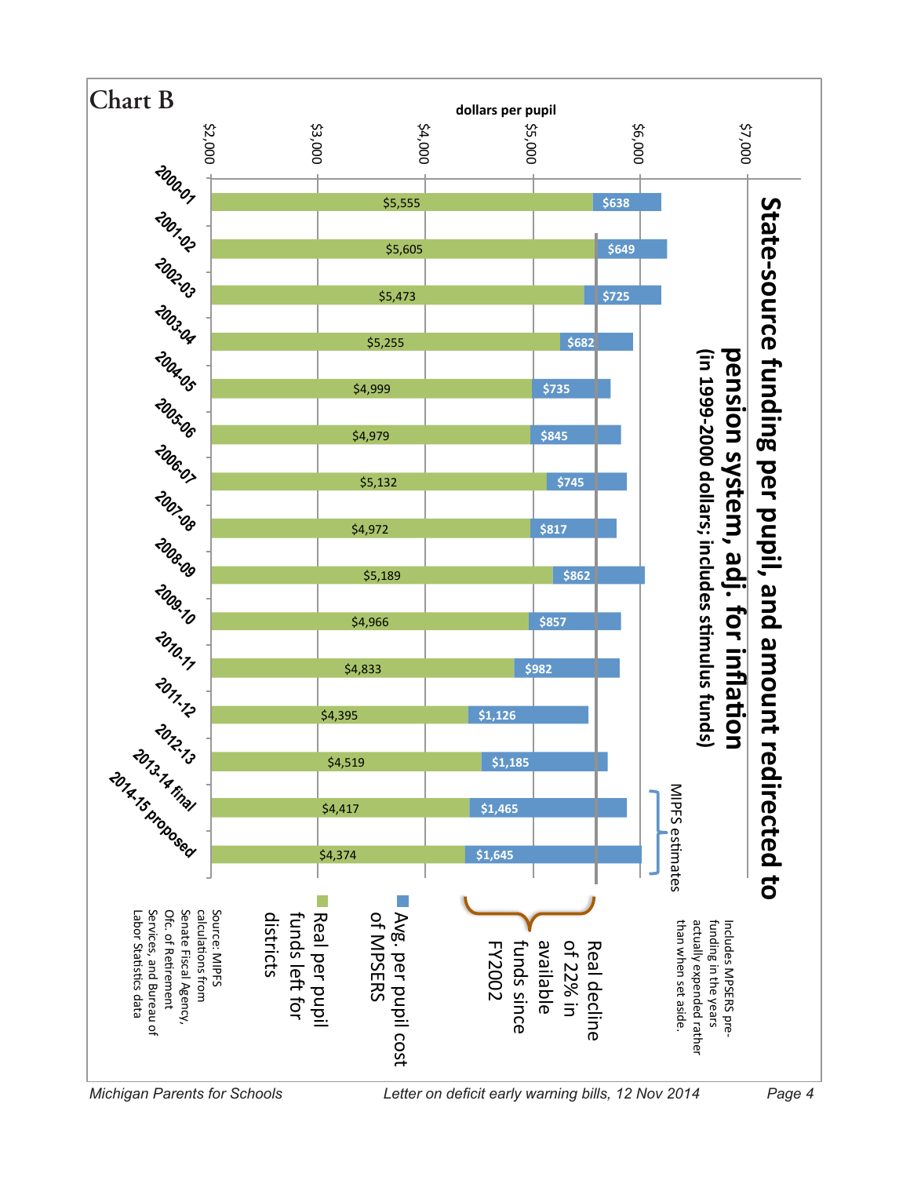# Chart B

## State-source funding per pupil, and amount redirected to pension system, adj. for inflation

(in 1999-2000 dollars; includes stimulus funds)

dollars per pupil

$2,000
$3,000
$4,000
$5,000
$6,000
$7,000

2000-01 $5,555 $638
2001-02 $5,605 $649
2002-03 $5,473 $725
2003-04 $5,255 $682
2004-05 $4,999 $735
2005-06 $4,979 $845
2006-07 $5,132 $745
2007-08 $4,972 $817
2008-09 $5,189 $862
2009-10 $4,966 $857
2010-11 $4,833 $982
2011-12 $4,395 $1,126
2012-13 $4,519 $1,185
2013-14 final $4,417 $1,465
2014-15 proposed $4,374 $1,645

MIPFS estimates

Includes MPSERS pre-funding in the years actually expended rather than when set aside.

Real decline of 22% in available funds since FY2002

Avg. per pupil cost of MPSERS

Real per pupil funds left for districts

Source: MIPFS calculations from Senate Fiscal Agency, Ofc. of Retirement Services, and Bureau of Labor Statistics data